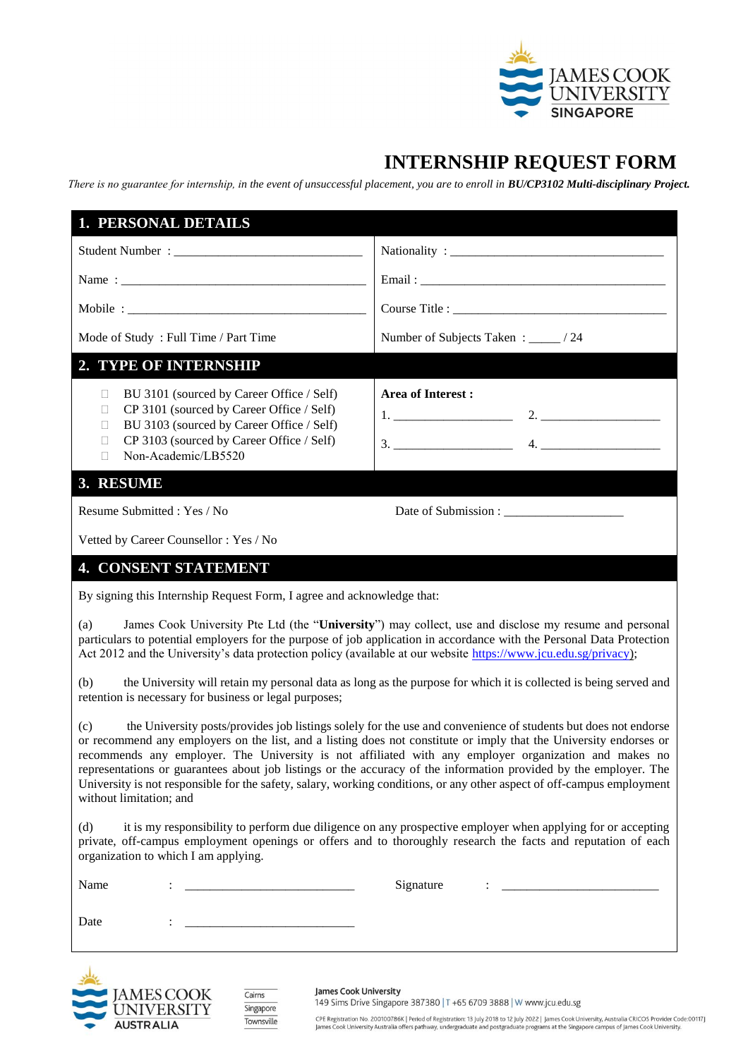# INTERNSHIP REQUEST FORM

*There is no guarantee for internship, in the event of unsuccessful placement, you are to enroll in* ***BU/CP3102 Multi-disciplinary Project.***

## 1. PERSONAL DETAILS

| | |
|---|---|
| Student Number : ______________________________ | Nationality : ___________________________________ |
| Name : _________________________________________ | Email : ________________________________________ |
| Mobile : _______________________________________ | Course Title : __________________________________ |
| Mode of Study : Full Time / Part Time | Number of Subjects Taken : _____ / 24 |

## 2. TYPE OF INTERNSHIP

| | |
|---|---|
| ☐ BU 3101 (sourced by Career Office / Self)<br>☐ CP 3101 (sourced by Career Office / Self)<br>☐ BU 3103 (sourced by Career Office / Self)<br>☐ CP 3103 (sourced by Career Office / Self)<br>☐ Non-Academic/LB5520 | **Area of Interest :**<br>1. __________________ 2. __________________<br>3. __________________ 4. __________________ |

## 3. RESUME

Resume Submitted : Yes / No

Date of Submission : ___________________

Vetted by Career Counsellor : Yes / No

## 4. CONSENT STATEMENT

By signing this Internship Request Form, I agree and acknowledge that:

(a) James Cook University Pte Ltd (the "**University**") may collect, use and disclose my resume and personal particulars to potential employers for the purpose of job application in accordance with the Personal Data Protection Act 2012 and the University's data protection policy (available at our website https://www.jcu.edu.sg/privacy);

(b) the University will retain my personal data as long as the purpose for which it is collected is being served and retention is necessary for business or legal purposes;

(c) the University posts/provides job listings solely for the use and convenience of students but does not endorse or recommend any employers on the list, and a listing does not constitute or imply that the University endorses or recommends any employer. The University is not affiliated with any employer organization and makes no representations or guarantees about job listings or the accuracy of the information provided by the employer. The University is not responsible for the safety, salary, working conditions, or any other aspect of off-campus employment without limitation; and

(d) it is my responsibility to perform due diligence on any prospective employer when applying for or accepting private, off-campus employment openings or offers and to thoroughly research the facts and reputation of each organization to which I am applying.

Name : ___________________________ Signature : __________________________

Date : ___________________________

James Cook University
149 Sims Drive Singapore 387380 | T +65 6709 3888 | W www.jcu.edu.sg

CPE Registration No. 200100786K | Period of Registration: 13 July 2018 to 12 July 2022 | James Cook University, Australia CRICOS Provider Code:00117J
James Cook University Australia offers pathway, undergraduate and postgraduate programs at the Singapore campus of James Cook University.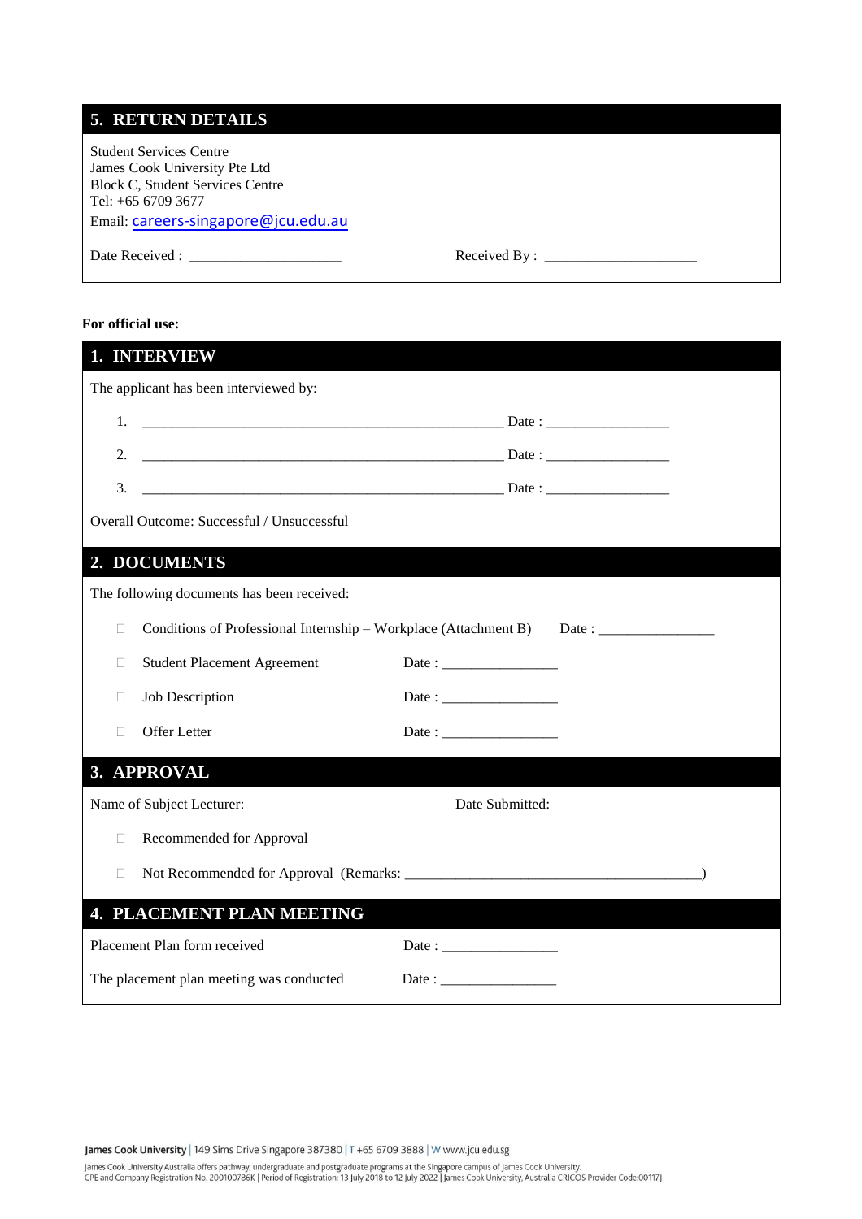## 5. RETURN DETAILS

Student Services Centre
James Cook University Pte Ltd
Block C, Student Services Centre
Tel: +65 6709 3677
Email: careers-singapore@jcu.edu.au

Date Received : ____________________    Received By : ____________________

**For official use:**

## 1. INTERVIEW

The applicant has been interviewed by:

1. ________________________________________________ Date : ________________
2. ________________________________________________ Date : ________________
3. ________________________________________________ Date : ________________

Overall Outcome: Successful / Unsuccessful

## 2. DOCUMENTS

The following documents has been received:

- ☐ Conditions of Professional Internship – Workplace (Attachment B)    Date : ________________
- ☐ Student Placement Agreement    Date : ________________
- ☐ Job Description    Date : ________________
- ☐ Offer Letter    Date : ________________

## 3. APPROVAL

Name of Subject Lecturer:    Date Submitted:

- ☐ Recommended for Approval
- ☐ Not Recommended for Approval (Remarks: ________________________________________)

## 4. PLACEMENT PLAN MEETING

Placement Plan form received    Date : ________________

The placement plan meeting was conducted    Date : ________________

**James Cook University** | 149 Sims Drive Singapore 387380 | T +65 6709 3888 | W www.jcu.edu.sg

James Cook University Australia offers pathway, undergraduate and postgraduate programs at the Singapore campus of James Cook University.
CPE and Company Registration No. 200100786K | Period of Registration: 13 July 2018 to 12 July 2022 | James Cook University, Australia CRICOS Provider Code:00117J